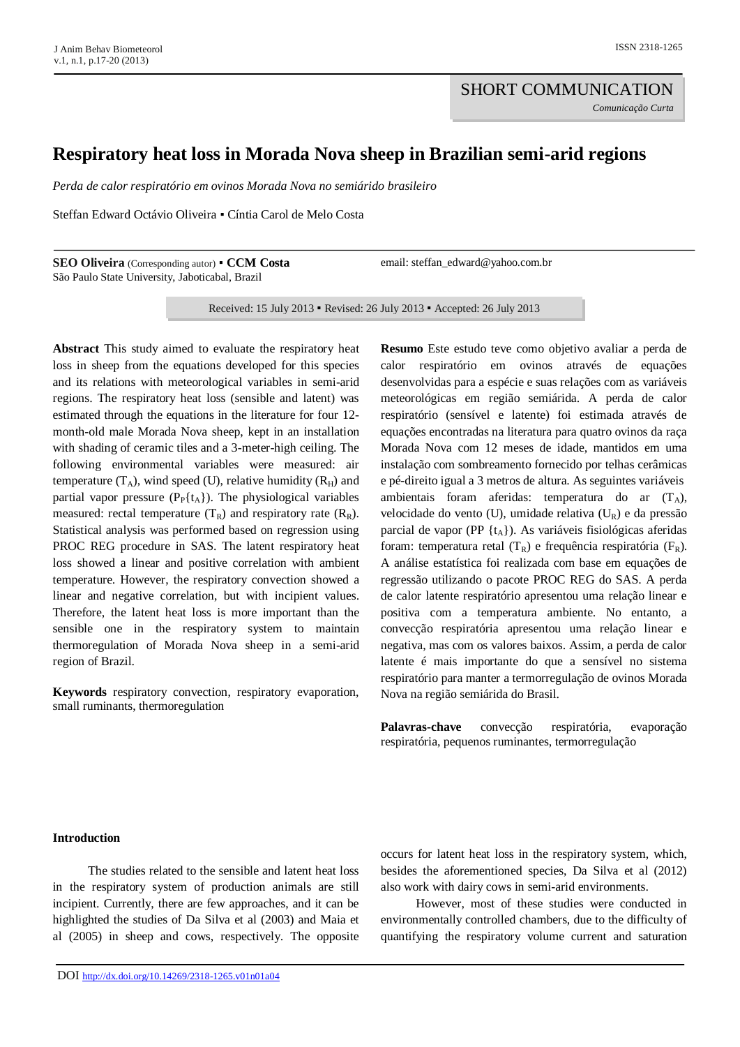SHORT COMMUNICATION

*Comunicação Curta*

# Respiratory heat loss in Morada Nova sheep in Brazilian semi-arid regions

*Perda de calor respiratório em ovinos Morada Nova no semiárido brasileiro*

Steffan Edward Octávio Oliveira ▪ Cíntia Carol de Melo Costa

**SEO Oliveira** (Corresponding autor) ▪ **CCM Costa**
São Paulo State University, Jaboticabal, Brazil

email: steffan_edward@yahoo.com.br

Received: 15 July 2013 ▪ Revised: 26 July 2013 ▪ Accepted: 26 July 2013

**Abstract** This study aimed to evaluate the respiratory heat loss in sheep from the equations developed for this species and its relations with meteorological variables in semi-arid regions. The respiratory heat loss (sensible and latent) was estimated through the equations in the literature for four 12-month-old male Morada Nova sheep, kept in an installation with shading of ceramic tiles and a 3-meter-high ceiling. The following environmental variables were measured: air temperature ($T_A$), wind speed (U), relative humidity ($R_H$) and partial vapor pressure ($P_P\{t_A\}$). The physiological variables measured: rectal temperature ($T_R$) and respiratory rate ($R_R$). Statistical analysis was performed based on regression using PROC REG procedure in SAS. The latent respiratory heat loss showed a linear and positive correlation with ambient temperature. However, the respiratory convection showed a linear and negative correlation, but with incipient values. Therefore, the latent heat loss is more important than the sensible one in the respiratory system to maintain thermoregulation of Morada Nova sheep in a semi-arid region of Brazil.

**Keywords** respiratory convection, respiratory evaporation, small ruminants, thermoregulation

**Resumo** Este estudo teve como objetivo avaliar a perda de calor respiratório em ovinos através de equações desenvolvidas para a espécie e suas relações com as variáveis meteorológicas em região semiárida. A perda de calor respiratório (sensível e latente) foi estimada através de equações encontradas na literatura para quatro ovinos da raça Morada Nova com 12 meses de idade, mantidos em uma instalação com sombreamento fornecido por telhas cerâmicas e pé-direito igual a 3 metros de altura. As seguintes variáveis ambientais foram aferidas: temperatura do ar ($T_A$), velocidade do vento (U), umidade relativa ($U_R$) e da pressão parcial de vapor (PP $\{t_A\}$). As variáveis fisiológicas aferidas foram: temperatura retal ($T_R$) e frequência respiratória ($F_R$). A análise estatística foi realizada com base em equações de regressão utilizando o pacote PROC REG do SAS. A perda de calor latente respiratório apresentou uma relação linear e positiva com a temperatura ambiente. No entanto, a convecção respiratória apresentou uma relação linear e negativa, mas com os valores baixos. Assim, a perda de calor latente é mais importante do que a sensível no sistema respiratório para manter a termorregulação de ovinos Morada Nova na região semiárida do Brasil.

**Palavras-chave** convecção respiratória, evaporação respiratória, pequenos ruminantes, termorregulação

## Introduction

The studies related to the sensible and latent heat loss in the respiratory system of production animals are still incipient. Currently, there are few approaches, and it can be highlighted the studies of Da Silva et al (2003) and Maia et al (2005) in sheep and cows, respectively. The opposite occurs for latent heat loss in the respiratory system, which, besides the aforementioned species, Da Silva et al (2012) also work with dairy cows in semi-arid environments.

However, most of these studies were conducted in environmentally controlled chambers, due to the difficulty of quantifying the respiratory volume current and saturation

DOI http://dx.doi.org/10.14269/2318-1265.v01n01a04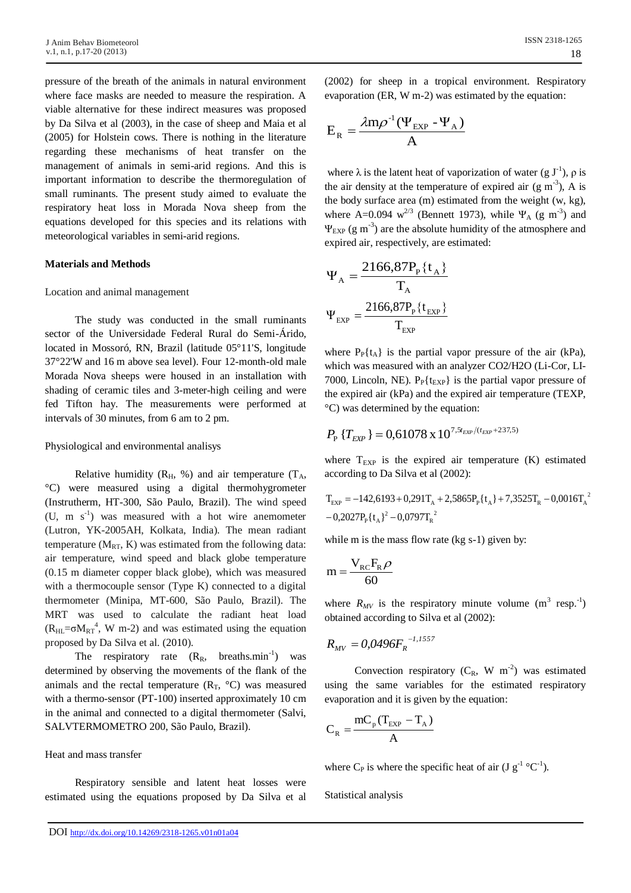pressure of the breath of the animals in natural environment where face masks are needed to measure the respiration. A viable alternative for these indirect measures was proposed by Da Silva et al (2003), in the case of sheep and Maia et al (2005) for Holstein cows. There is nothing in the literature regarding these mechanisms of heat transfer on the management of animals in semi-arid regions. And this is important information to describe the thermoregulation of small ruminants. The present study aimed to evaluate the respiratory heat loss in Morada Nova sheep from the equations developed for this species and its relations with meteorological variables in semi-arid regions.

## Materials and Methods

Location and animal management

The study was conducted in the small ruminants sector of the Universidade Federal Rural do Semi-Árido, located in Mossoró, RN, Brazil (latitude 05°11'S, longitude 37°22'W and 16 m above sea level). Four 12-month-old male Morada Nova sheeps were housed in an installation with shading of ceramic tiles and 3-meter-high ceiling and were fed Tifton hay. The measurements were performed at intervals of 30 minutes, from 6 am to 2 pm.

Physiological and environmental analisys

Relative humidity ($R_H$, %) and air temperature ($T_A$, °C) were measured using a digital thermohygrometer (Instrutherm, HT-300, São Paulo, Brazil). The wind speed (U, m $s^{-1}$) was measured with a hot wire anemometer (Lutron, YK-2005AH, Kolkata, India). The mean radiant temperature ($M_{RT}$, K) was estimated from the following data: air temperature, wind speed and black globe temperature (0.15 m diameter copper black globe), which was measured with a thermocouple sensor (Type K) connected to a digital thermometer (Minipa, MT-600, São Paulo, Brazil). The MRT was used to calculate the radiant heat load ($R_{HL}=\sigma M_{RT}^4$, W m-2) and was estimated using the equation proposed by Da Silva et al. (2010).

The respiratory rate ($R_R$, breaths.$min^{-1}$) was determined by observing the movements of the flank of the animals and the rectal temperature ($R_T$, °C) was measured with a thermo-sensor (PT-100) inserted approximately 10 cm in the animal and connected to a digital thermometer (Salvi, SALVTERMOMETRO 200, São Paulo, Brazil).

Heat and mass transfer

Respiratory sensible and latent heat losses were estimated using the equations proposed by Da Silva et al (2002) for sheep in a tropical environment. Respiratory evaporation (ER, W m-2) was estimated by the equation:

$$E_R = \frac{\lambda m \rho^{-1}(\Psi_{EXP} - \Psi_A)}{A}$$

where $\lambda$ is the latent heat of vaporization of water (g $J^{-1}$), $\rho$ is the air density at the temperature of expired air (g $m^{-3}$), A is the body surface area (m) estimated from the weight (w, kg), where $A=0.094\ w^{2/3}$ (Bennett 1973), while $\Psi_A$ (g $m^{-3}$) and $\Psi_{EXP}$ (g $m^{-3}$) are the absolute humidity of the atmosphere and expired air, respectively, are estimated:

$$\Psi_A = \frac{2166{,}87 P_P\{t_A\}}{T_A}$$

$$\Psi_{EXP} = \frac{2166{,}87 P_P\{t_{EXP}\}}{T_{EXP}}$$

where $P_P\{t_A\}$ is the partial vapor pressure of the air (kPa), which was measured with an analyzer CO2/H2O (Li-Cor, LI-7000, Lincoln, NE). $P_P\{t_{EXP}\}$ is the partial vapor pressure of the expired air (kPa) and the expired air temperature (TEXP, °C) was determined by the equation:

$$P_P\{T_{EXP}\} = 0{,}61078 \times 10^{7{,}5t_{EXP}/(t_{EXP}+237{,}5)}$$

where $T_{EXP}$ is the expired air temperature (K) estimated according to Da Silva et al (2002):

$$T_{EXP} = -142{,}6193 + 0{,}291T_A + 2{,}5865P_P\{t_A\} + 7{,}3525T_R - 0{,}0016T_A^{\ 2} - 0{,}2027P_P\{t_A\}^2 - 0{,}0797T_R^{\ 2}$$

while m is the mass flow rate (kg s-1) given by:

$$m = \frac{V_{RC} F_R \rho}{60}$$

where $R_{MV}$ is the respiratory minute volume ($m^3$ $resp.^{-1}$) obtained according to Silva et al (2002):

$$R_{MV} = 0{,}0496 F_R^{\ -1{,}1557}$$

Convection respiratory ($C_R$, W $m^{-2}$) was estimated using the same variables for the estimated respiratory evaporation and it is given by the equation:

$$C_R = \frac{m C_p (T_{EXP} - T_A)}{A}$$

where $C_P$ is where the specific heat of air (J $g^{-1}$ $°C^{-1}$).

Statistical analysis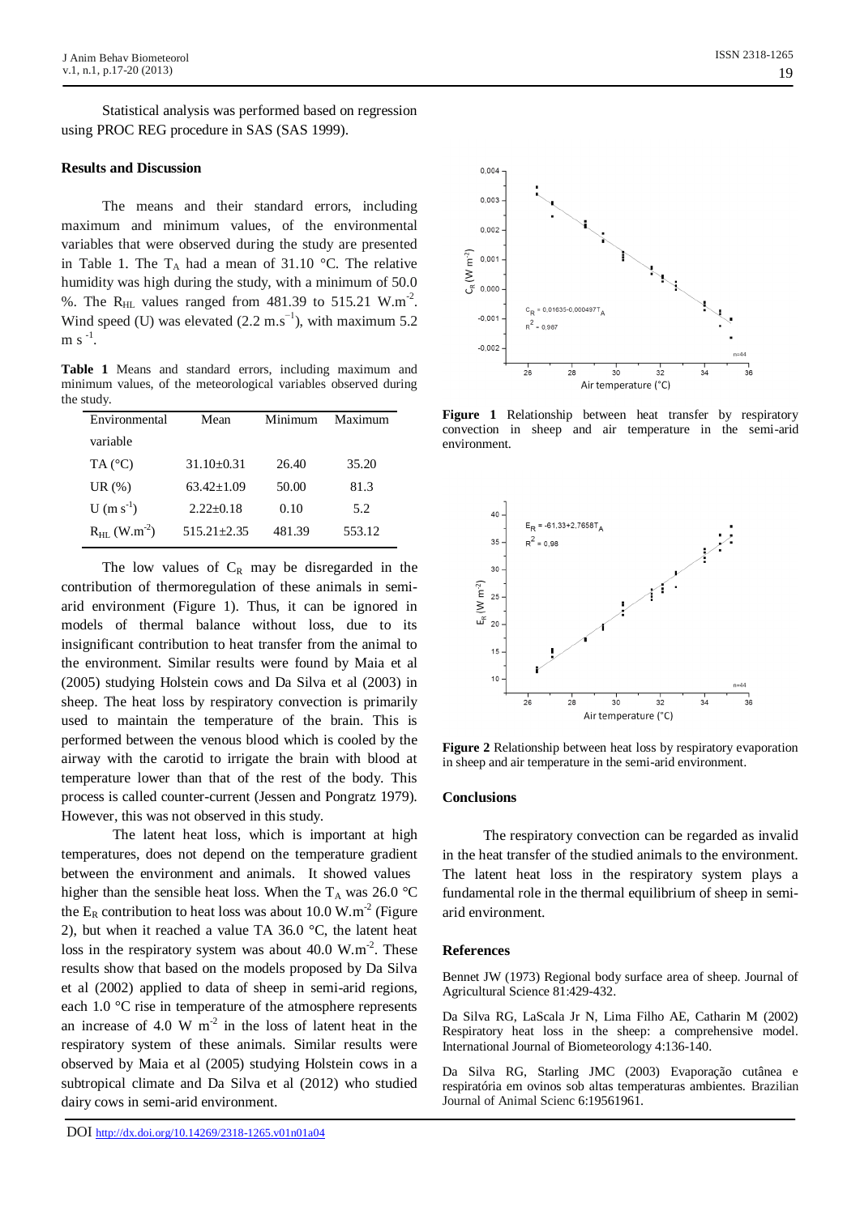Statistical analysis was performed based on regression using PROC REG procedure in SAS (SAS 1999).

## Results and Discussion

The means and their standard errors, including maximum and minimum values, of the environmental variables that were observed during the study are presented in Table 1. The $T_A$ had a mean of 31.10 °C. The relative humidity was high during the study, with a minimum of 50.0 %. The $R_{HL}$ values ranged from 481.39 to 515.21 $W.m^{-2}$. Wind speed (U) was elevated (2.2 $m.s^{-1}$), with maximum 5.2 $m\ s^{-1}$.

**Table 1** Means and standard errors, including maximum and minimum values, of the meteorological variables observed during the study.

| Environmental variable | Mean | Minimum | Maximum |
|---|---|---|---|
| TA (°C) | 31.10±0.31 | 26.40 | 35.20 |
| UR (%) | 63.42±1.09 | 50.00 | 81.3 |
| U ($m\ s^{-1}$) | 2.22±0.18 | 0.10 | 5.2 |
| $R_{HL}$ ($W.m^{-2}$) | 515.21±2.35 | 481.39 | 553.12 |

The low values of $C_R$ may be disregarded in the contribution of thermoregulation of these animals in semi-arid environment (Figure 1). Thus, it can be ignored in models of thermal balance without loss, due to its insignificant contribution to heat transfer from the animal to the environment. Similar results were found by Maia et al (2005) studying Holstein cows and Da Silva et al (2003) in sheep. The heat loss by respiratory convection is primarily used to maintain the temperature of the brain. This is performed between the venous blood which is cooled by the airway with the carotid to irrigate the brain with blood at temperature lower than that of the rest of the body. This process is called counter-current (Jessen and Pongratz 1979). However, this was not observed in this study.

The latent heat loss, which is important at high temperatures, does not depend on the temperature gradient between the environment and animals. It showed values higher than the sensible heat loss. When the $T_A$ was 26.0 °C the $E_R$ contribution to heat loss was about 10.0 $W.m^{-2}$ (Figure 2), but when it reached a value TA 36.0 °C, the latent heat loss in the respiratory system was about 40.0 $W.m^{-2}$. These results show that based on the models proposed by Da Silva et al (2002) applied to data of sheep in semi-arid regions, each 1.0 °C rise in temperature of the atmosphere represents an increase of 4.0 $W\ m^{-2}$ in the loss of latent heat in the respiratory system of these animals. Similar results were observed by Maia et al (2005) studying Holstein cows in a subtropical climate and Da Silva et al (2012) who studied dairy cows in semi-arid environment.

**Figure 1** Relationship between heat transfer by respiratory convection in sheep and air temperature in the semi-arid environment.

**Figure 2** Relationship between heat loss by respiratory evaporation in sheep and air temperature in the semi-arid environment.

## Conclusions

The respiratory convection can be regarded as invalid in the heat transfer of the studied animals to the environment. The latent heat loss in the respiratory system plays a fundamental role in the thermal equilibrium of sheep in semi-arid environment.

## References

Bennet JW (1973) Regional body surface area of sheep. Journal of Agricultural Science 81:429-432.

Da Silva RG, LaScala Jr N, Lima Filho AE, Catharin M (2002) Respiratory heat loss in the sheep: a comprehensive model. International Journal of Biometeorology 4:136-140.

Da Silva RG, Starling JMC (2003) Evaporação cutânea e respiratória em ovinos sob altas temperaturas ambientes. Brazilian Journal of Animal Scienc 6:19561961.

DOI http://dx.doi.org/10.14269/2318-1265.v01n01a04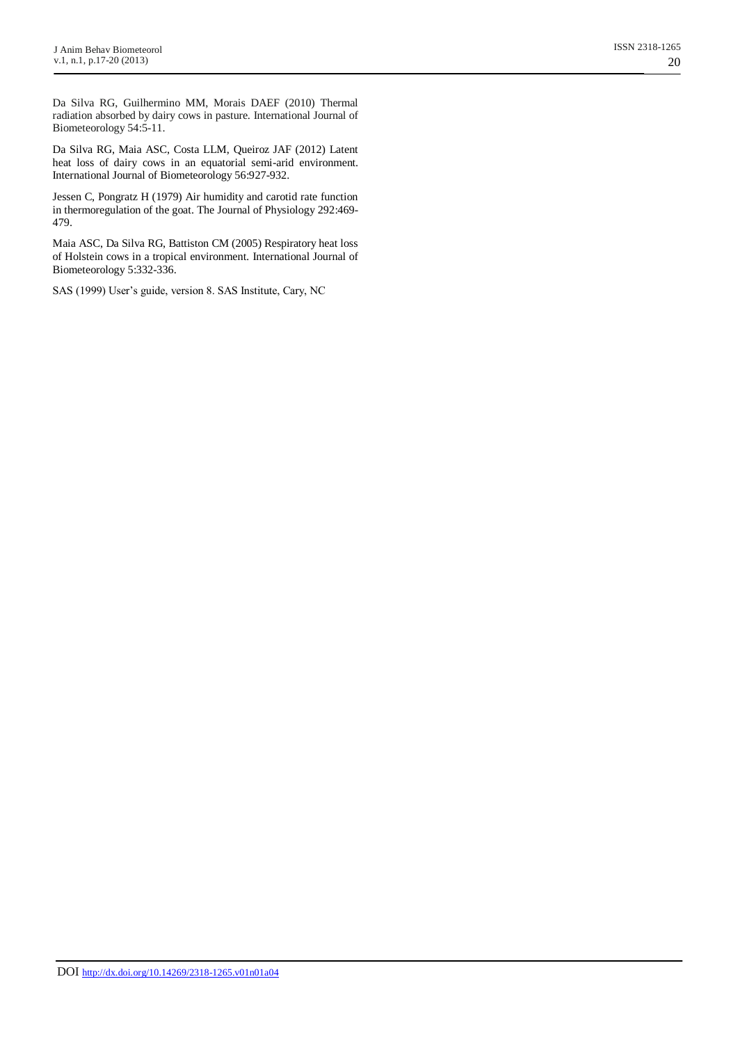Da Silva RG, Guilhermino MM, Morais DAEF (2010) Thermal radiation absorbed by dairy cows in pasture. International Journal of Biometeorology 54:5-11.

Da Silva RG, Maia ASC, Costa LLM, Queiroz JAF (2012) Latent heat loss of dairy cows in an equatorial semi-arid environment. International Journal of Biometeorology 56:927-932.

Jessen C, Pongratz H (1979) Air humidity and carotid rate function in thermoregulation of the goat. The Journal of Physiology 292:469-479.

Maia ASC, Da Silva RG, Battiston CM (2005) Respiratory heat loss of Holstein cows in a tropical environment. International Journal of Biometeorology 5:332-336.

SAS (1999) User's guide, version 8. SAS Institute, Cary, NC

DOI http://dx.doi.org/10.14269/2318-1265.v01n01a04